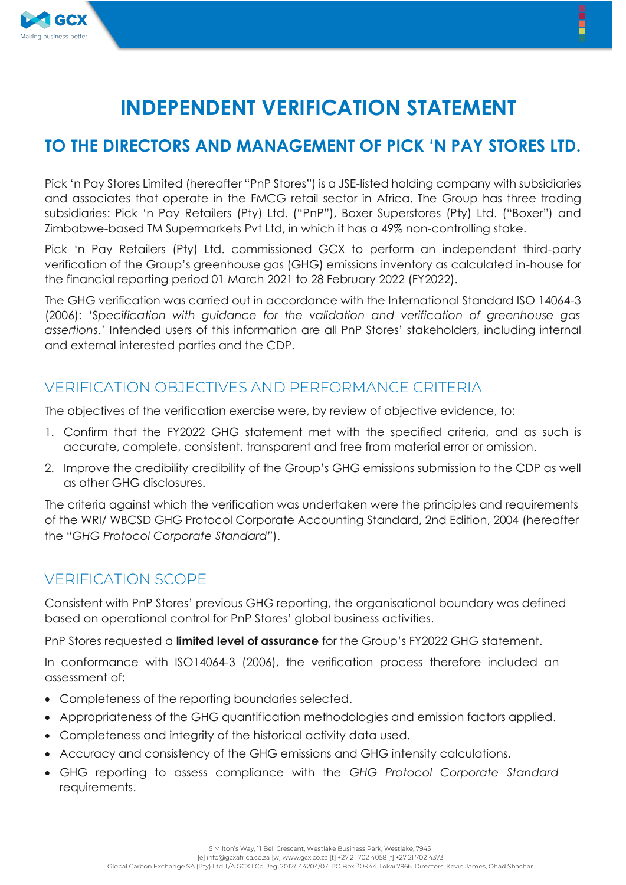# INDEPENDENT VERIFICATION STATEMENT

## TO THE DIRECTORS AND MANAGEMENT OF PICK 'N PAY STORES LTD.

Pick 'n Pay Stores Limited (hereafter "PnP Stores") is a JSE-listed holding company with subsidiaries and associates that operate in the FMCG retail sector in Africa. The Group has three trading subsidiaries: Pick 'n Pay Retailers (Pty) Ltd. ("PnP"), Boxer Superstores (Pty) Ltd. ("Boxer") and Zimbabwe-based TM Supermarkets Pvt Ltd, in which it has a 49% non-controlling stake.

Pick 'n Pay Retailers (Pty) Ltd. commissioned GCX to perform an independent third-party verification of the Group's greenhouse gas (GHG) emissions inventory as calculated in-house for the financial reporting period 01 March 2021 to 28 February 2022 (FY2022).

The GHG verification was carried out in accordance with the International Standard ISO 14064-3 (2006): '*Specification with guidance for the validation and verification of greenhouse gas assertions*.' Intended users of this information are all PnP Stores' stakeholders, including internal and external interested parties and the CDP.

### VERIFICATION OBJECTIVES AND PERFORMANCE CRITERIA

The objectives of the verification exercise were, by review of objective evidence, to:

1. Confirm that the FY2022 GHG statement met with the specified criteria, and as such is accurate, complete, consistent, transparent and free from material error or omission.
2. Improve the credibility credibility of the Group's GHG emissions submission to the CDP as well as other GHG disclosures.

The criteria against which the verification was undertaken were the principles and requirements of the WRI/ WBCSD GHG Protocol Corporate Accounting Standard, 2nd Edition, 2004 (hereafter the "*GHG Protocol Corporate Standard*").

### VERIFICATION SCOPE

Consistent with PnP Stores' previous GHG reporting, the organisational boundary was defined based on operational control for PnP Stores' global business activities.

PnP Stores requested a **limited level of assurance** for the Group's FY2022 GHG statement.

In conformance with ISO14064-3 (2006), the verification process therefore included an assessment of:

- Completeness of the reporting boundaries selected.
- Appropriateness of the GHG quantification methodologies and emission factors applied.
- Completeness and integrity of the historical activity data used.
- Accuracy and consistency of the GHG emissions and GHG intensity calculations.
- GHG reporting to assess compliance with the *GHG Protocol Corporate Standard* requirements.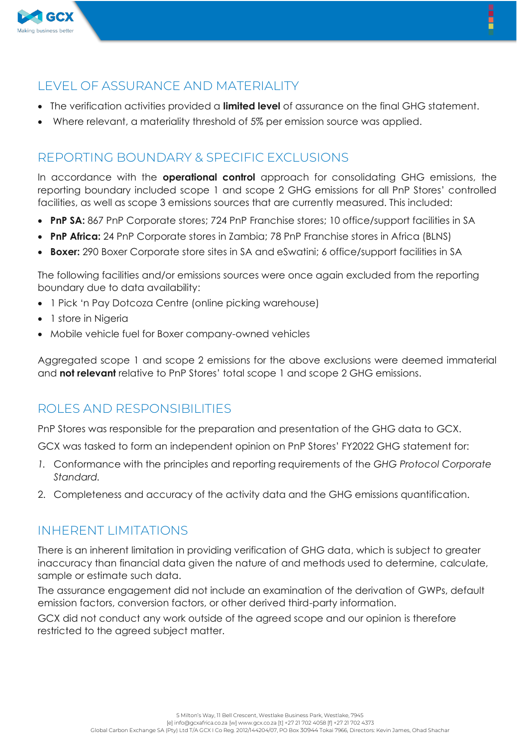## LEVEL OF ASSURANCE AND MATERIALITY

- The verification activities provided a **limited level** of assurance on the final GHG statement.
- Where relevant, a materiality threshold of 5% per emission source was applied.

## REPORTING BOUNDARY & SPECIFIC EXCLUSIONS

In accordance with the **operational control** approach for consolidating GHG emissions, the reporting boundary included scope 1 and scope 2 GHG emissions for all PnP Stores' controlled facilities, as well as scope 3 emissions sources that are currently measured. This included:

- **PnP SA:** 867 PnP Corporate stores; 724 PnP Franchise stores; 10 office/support facilities in SA
- **PnP Africa:** 24 PnP Corporate stores in Zambia; 78 PnP Franchise stores in Africa (BLNS)
- **Boxer:** 290 Boxer Corporate store sites in SA and eSwatini; 6 office/support facilities in SA

The following facilities and/or emissions sources were once again excluded from the reporting boundary due to data availability:

- 1 Pick 'n Pay Dotcoza Centre (online picking warehouse)
- 1 store in Nigeria
- Mobile vehicle fuel for Boxer company-owned vehicles

Aggregated scope 1 and scope 2 emissions for the above exclusions were deemed immaterial and **not relevant** relative to PnP Stores' total scope 1 and scope 2 GHG emissions.

## ROLES AND RESPONSIBILITIES

PnP Stores was responsible for the preparation and presentation of the GHG data to GCX.

GCX was tasked to form an independent opinion on PnP Stores' FY2022 GHG statement for:

1. Conformance with the principles and reporting requirements of the *GHG Protocol Corporate Standard*.
2. Completeness and accuracy of the activity data and the GHG emissions quantification.

## INHERENT LIMITATIONS

There is an inherent limitation in providing verification of GHG data, which is subject to greater inaccuracy than financial data given the nature of and methods used to determine, calculate, sample or estimate such data.

The assurance engagement did not include an examination of the derivation of GWPs, default emission factors, conversion factors, or other derived third-party information.

GCX did not conduct any work outside of the agreed scope and our opinion is therefore restricted to the agreed subject matter.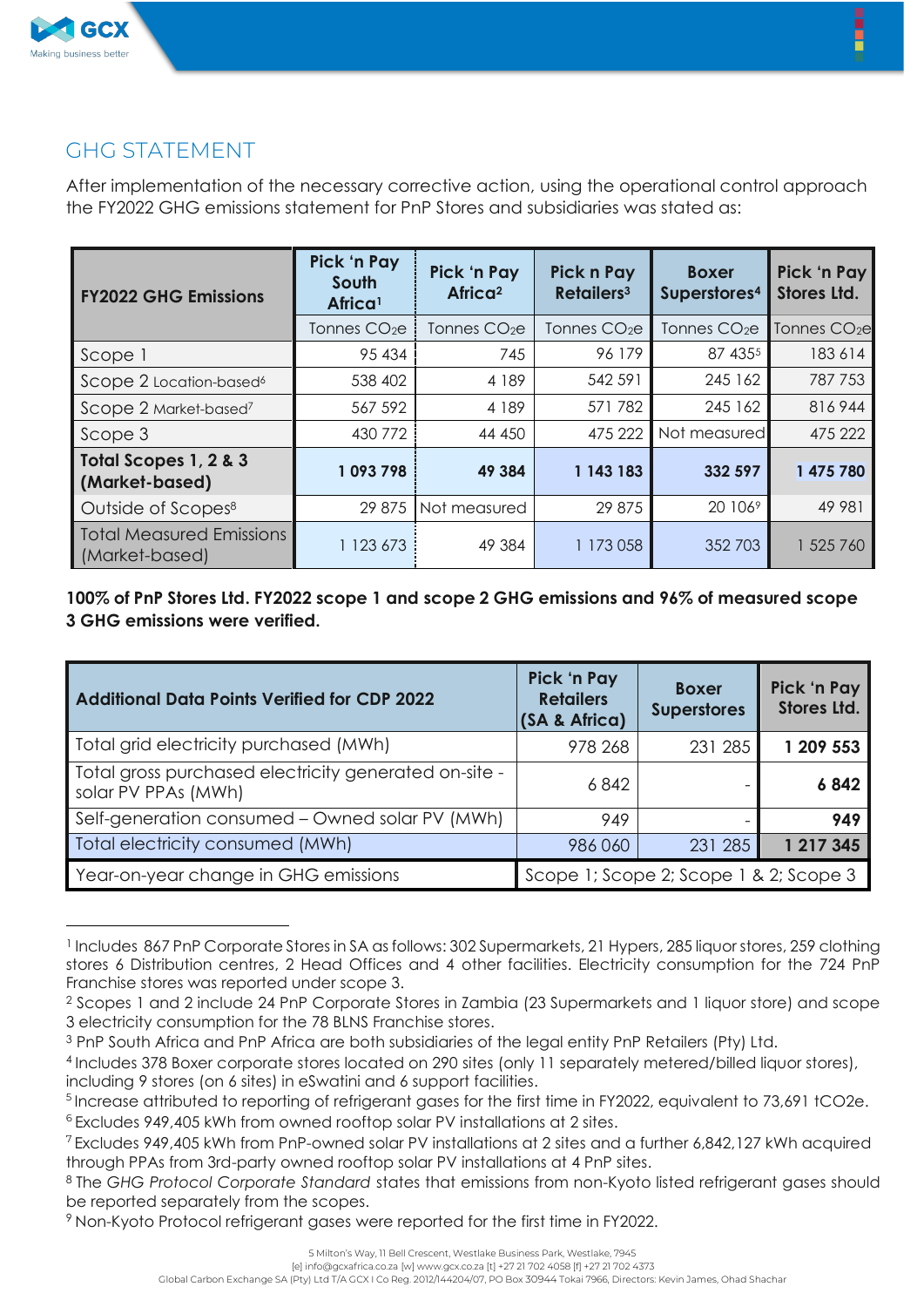## GHG STATEMENT

After implementation of the necessary corrective action, using the operational control approach the FY2022 GHG emissions statement for PnP Stores and subsidiaries was stated as:

| FY2022 GHG Emissions | Pick 'n Pay South Africa[1] | Pick 'n Pay Africa[2] | Pick n Pay Retailers[3] | Boxer Superstores[4] | Pick 'n Pay Stores Ltd. |
|---|---|---|---|---|---|
| | Tonnes $CO_2e$ | Tonnes $CO_2e$ | Tonnes $CO_2e$ | Tonnes $CO_2e$ | Tonnes $CO_2e$ |
| Scope 1 | 95 434 | 745 | 96 179 | 87 435[5] | 183 614 |
| Scope 2 Location-based[6] | 538 402 | 4 189 | 542 591 | 245 162 | 787 753 |
| Scope 2 Market-based[7] | 567 592 | 4 189 | 571 782 | 245 162 | 816 944 |
| Scope 3 | 430 772 | 44 450 | 475 222 | Not measured | 475 222 |
| **Total Scopes 1, 2 & 3 (Market-based)** | **1 093 798** | **49 384** | **1 143 183** | **332 597** | **1 475 780** |
| Outside of Scopes[8] | 29 875 | Not measured | 29 875 | 20 106[9] | 49 981 |
| Total Measured Emissions (Market-based) | 1 123 673 | 49 384 | 1 173 058 | 352 703 | 1 525 760 |

**100% of PnP Stores Ltd. FY2022 scope 1 and scope 2 GHG emissions and 96% of measured scope 3 GHG emissions were verified.**

| Additional Data Points Verified for CDP 2022 | Pick 'n Pay Retailers (SA & Africa) | Boxer Superstores | Pick 'n Pay Stores Ltd. |
|---|---|---|---|
| Total grid electricity purchased (MWh) | 978 268 | 231 285 | **1 209 553** |
| Total gross purchased electricity generated on-site - solar PV PPAs (MWh) | 6 842 | - | **6 842** |
| Self-generation consumed – Owned solar PV (MWh) | 949 | - | **949** |
| Total electricity consumed (MWh) | 986 060 | 231 285 | **1 217 345** |
| Year-on-year change in GHG emissions | Scope 1; Scope 2; Scope 1 & 2; Scope 3 | | |

[1] Includes 867 PnP Corporate Stores in SA as follows: 302 Supermarkets, 21 Hypers, 285 liquor stores, 259 clothing stores 6 Distribution centres, 2 Head Offices and 4 other facilities. Electricity consumption for the 724 PnP Franchise stores was reported under scope 3.

[2] Scopes 1 and 2 include 24 PnP Corporate Stores in Zambia (23 Supermarkets and 1 liquor store) and scope 3 electricity consumption for the 78 BLNS Franchise stores.

[3] PnP South Africa and PnP Africa are both subsidiaries of the legal entity PnP Retailers (Pty) Ltd.

[4] Includes 378 Boxer corporate stores located on 290 sites (only 11 separately metered/billed liquor stores), including 9 stores (on 6 sites) in eSwatini and 6 support facilities.

[5] Increase attributed to reporting of refrigerant gases for the first time in FY2022, equivalent to 73,691 $tCO_2e$.

[6] Excludes 949,405 kWh from owned rooftop solar PV installations at 2 sites.

[7] Excludes 949,405 kWh from PnP-owned solar PV installations at 2 sites and a further 6,842,127 kWh acquired through PPAs from 3rd-party owned rooftop solar PV installations at 4 PnP sites.

[8] The *GHG Protocol Corporate Standard* states that emissions from non-Kyoto listed refrigerant gases should be reported separately from the scopes.

[9] Non-Kyoto Protocol refrigerant gases were reported for the first time in FY2022.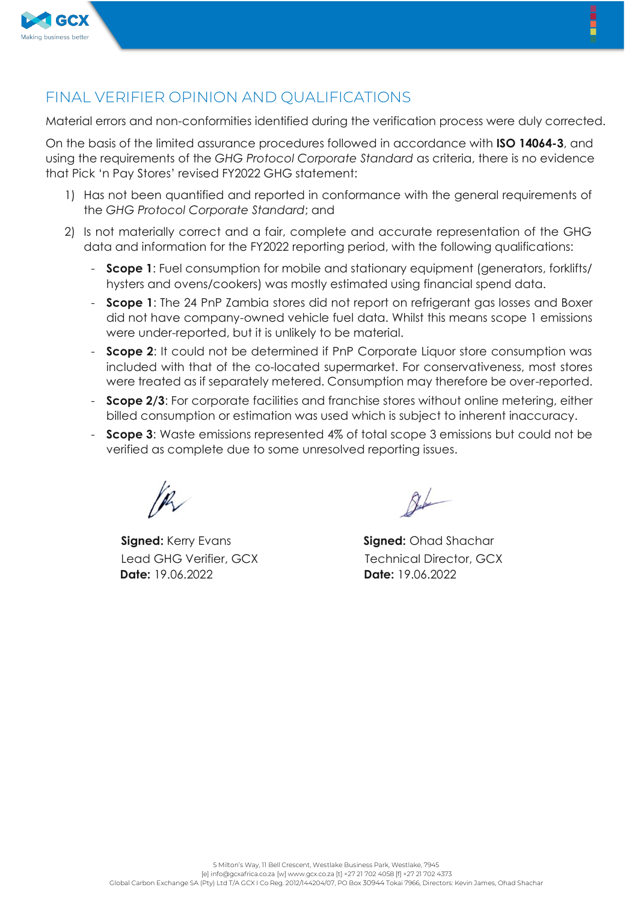## FINAL VERIFIER OPINION AND QUALIFICATIONS

Material errors and non-conformities identified during the verification process were duly corrected.

On the basis of the limited assurance procedures followed in accordance with **ISO 14064-3**, and using the requirements of the *GHG Protocol Corporate Standard* as criteria, there is no evidence that Pick 'n Pay Stores' revised FY2022 GHG statement:

1) Has not been quantified and reported in conformance with the general requirements of the *GHG Protocol Corporate Standard*; and
2) Is not materially correct and a fair, complete and accurate representation of the GHG data and information for the FY2022 reporting period, with the following qualifications:
    - **Scope 1**: Fuel consumption for mobile and stationary equipment (generators, forklifts/ hysters and ovens/cookers) was mostly estimated using financial spend data.
    - **Scope 1**: The 24 PnP Zambia stores did not report on refrigerant gas losses and Boxer did not have company-owned vehicle fuel data. Whilst this means scope 1 emissions were under-reported, but it is unlikely to be material.
    - **Scope 2**: It could not be determined if PnP Corporate Liquor store consumption was included with that of the co-located supermarket. For conservativeness, most stores were treated as if separately metered. Consumption may therefore be over-reported.
    - **Scope 2/3**: For corporate facilities and franchise stores without online metering, either billed consumption or estimation was used which is subject to inherent inaccuracy.
    - **Scope 3**: Waste emissions represented 4% of total scope 3 emissions but could not be verified as complete due to some unresolved reporting issues.

**Signed:** Kerry Evans
Lead GHG Verifier, GCX
**Date:** 19.06.2022

**Signed:** Ohad Shachar
Technical Director, GCX
**Date:** 19.06.2022